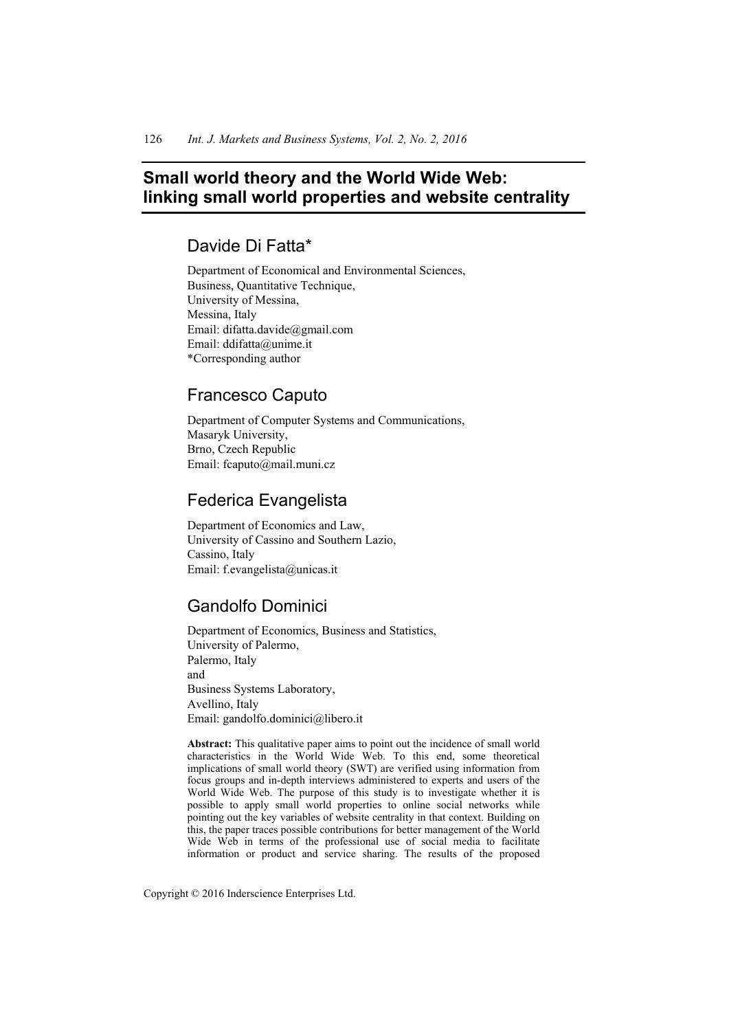# Small world theory and the World Wide Web: linking small world properties and website centrality

## Davide Di Fatta*

Department of Economical and Environmental Sciences,
Business, Quantitative Technique,
University of Messina,
Messina, Italy
Email: difatta.davide@gmail.com
Email: ddifatta@unime.it
*Corresponding author

## Francesco Caputo

Department of Computer Systems and Communications,
Masaryk University,
Brno, Czech Republic
Email: fcaputo@mail.muni.cz

## Federica Evangelista

Department of Economics and Law,
University of Cassino and Southern Lazio,
Cassino, Italy
Email: f.evangelista@unicas.it

## Gandolfo Dominici

Department of Economics, Business and Statistics,
University of Palermo,
Palermo, Italy
and
Business Systems Laboratory,
Avellino, Italy
Email: gandolfo.dominici@libero.it

**Abstract:** This qualitative paper aims to point out the incidence of small world characteristics in the World Wide Web. To this end, some theoretical implications of small world theory (SWT) are verified using information from focus groups and in-depth interviews administered to experts and users of the World Wide Web. The purpose of this study is to investigate whether it is possible to apply small world properties to online social networks while pointing out the key variables of website centrality in that context. Building on this, the paper traces possible contributions for better management of the World Wide Web in terms of the professional use of social media to facilitate information or product and service sharing. The results of the proposed

Copyright © 2016 Inderscience Enterprises Ltd.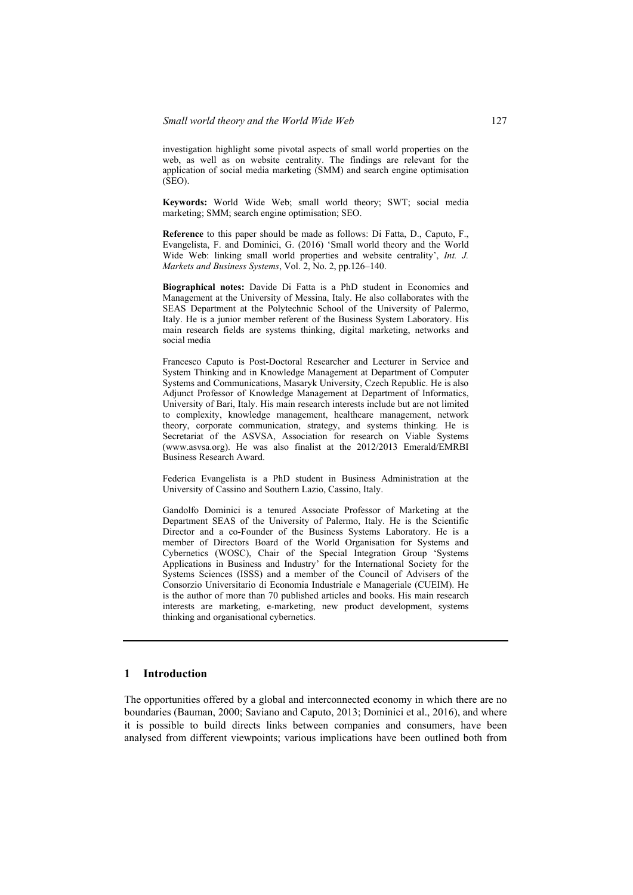investigation highlight some pivotal aspects of small world properties on the web, as well as on website centrality. The findings are relevant for the application of social media marketing (SMM) and search engine optimisation (SEO).

**Keywords:** World Wide Web; small world theory; SWT; social media marketing; SMM; search engine optimisation; SEO.

**Reference** to this paper should be made as follows: Di Fatta, D., Caputo, F., Evangelista, F. and Dominici, G. (2016) 'Small world theory and the World Wide Web: linking small world properties and website centrality', *Int. J. Markets and Business Systems*, Vol. 2, No. 2, pp.126–140.

**Biographical notes:** Davide Di Fatta is a PhD student in Economics and Management at the University of Messina, Italy. He also collaborates with the SEAS Department at the Polytechnic School of the University of Palermo, Italy. He is a junior member referent of the Business System Laboratory. His main research fields are systems thinking, digital marketing, networks and social media

Francesco Caputo is Post-Doctoral Researcher and Lecturer in Service and System Thinking and in Knowledge Management at Department of Computer Systems and Communications, Masaryk University, Czech Republic. He is also Adjunct Professor of Knowledge Management at Department of Informatics, University of Bari, Italy. His main research interests include but are not limited to complexity, knowledge management, healthcare management, network theory, corporate communication, strategy, and systems thinking. He is Secretariat of the ASVSA, Association for research on Viable Systems (www.asvsa.org). He was also finalist at the 2012/2013 Emerald/EMRBI Business Research Award.

Federica Evangelista is a PhD student in Business Administration at the University of Cassino and Southern Lazio, Cassino, Italy.

Gandolfo Dominici is a tenured Associate Professor of Marketing at the Department SEAS of the University of Palermo, Italy. He is the Scientific Director and a co-Founder of the Business Systems Laboratory. He is a member of Directors Board of the World Organisation for Systems and Cybernetics (WOSC), Chair of the Special Integration Group 'Systems Applications in Business and Industry' for the International Society for the Systems Sciences (ISSS) and a member of the Council of Advisers of the Consorzio Universitario di Economia Industriale e Manageriale (CUEIM). He is the author of more than 70 published articles and books. His main research interests are marketing, e-marketing, new product development, systems thinking and organisational cybernetics.

## 1 Introduction

The opportunities offered by a global and interconnected economy in which there are no boundaries (Bauman, 2000; Saviano and Caputo, 2013; Dominici et al., 2016), and where it is possible to build directs links between companies and consumers, have been analysed from different viewpoints; various implications have been outlined both from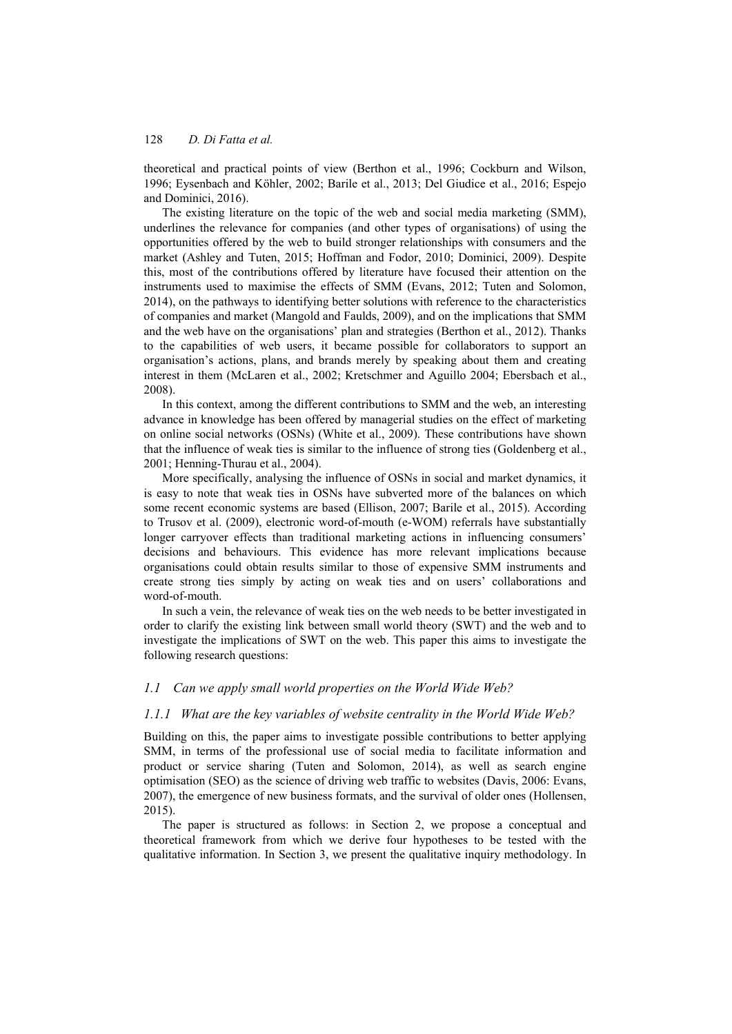theoretical and practical points of view (Berthon et al., 1996; Cockburn and Wilson, 1996; Eysenbach and Köhler, 2002; Barile et al., 2013; Del Giudice et al., 2016; Espejo and Dominici, 2016).

The existing literature on the topic of the web and social media marketing (SMM), underlines the relevance for companies (and other types of organisations) of using the opportunities offered by the web to build stronger relationships with consumers and the market (Ashley and Tuten, 2015; Hoffman and Fodor, 2010; Dominici, 2009). Despite this, most of the contributions offered by literature have focused their attention on the instruments used to maximise the effects of SMM (Evans, 2012; Tuten and Solomon, 2014), on the pathways to identifying better solutions with reference to the characteristics of companies and market (Mangold and Faulds, 2009), and on the implications that SMM and the web have on the organisations' plan and strategies (Berthon et al., 2012). Thanks to the capabilities of web users, it became possible for collaborators to support an organisation's actions, plans, and brands merely by speaking about them and creating interest in them (McLaren et al., 2002; Kretschmer and Aguillo 2004; Ebersbach et al., 2008).

In this context, among the different contributions to SMM and the web, an interesting advance in knowledge has been offered by managerial studies on the effect of marketing on online social networks (OSNs) (White et al., 2009). These contributions have shown that the influence of weak ties is similar to the influence of strong ties (Goldenberg et al., 2001; Henning-Thurau et al., 2004).

More specifically, analysing the influence of OSNs in social and market dynamics, it is easy to note that weak ties in OSNs have subverted more of the balances on which some recent economic systems are based (Ellison, 2007; Barile et al., 2015). According to Trusov et al. (2009), electronic word-of-mouth (e-WOM) referrals have substantially longer carryover effects than traditional marketing actions in influencing consumers' decisions and behaviours. This evidence has more relevant implications because organisations could obtain results similar to those of expensive SMM instruments and create strong ties simply by acting on weak ties and on users' collaborations and word-of-mouth.

In such a vein, the relevance of weak ties on the web needs to be better investigated in order to clarify the existing link between small world theory (SWT) and the web and to investigate the implications of SWT on the web. This paper this aims to investigate the following research questions:

### *1.1 Can we apply small world properties on the World Wide Web?*

#### *1.1.1 What are the key variables of website centrality in the World Wide Web?*

Building on this, the paper aims to investigate possible contributions to better applying SMM, in terms of the professional use of social media to facilitate information and product or service sharing (Tuten and Solomon, 2014), as well as search engine optimisation (SEO) as the science of driving web traffic to websites (Davis, 2006: Evans, 2007), the emergence of new business formats, and the survival of older ones (Hollensen, 2015).

The paper is structured as follows: in Section 2, we propose a conceptual and theoretical framework from which we derive four hypotheses to be tested with the qualitative information. In Section 3, we present the qualitative inquiry methodology. In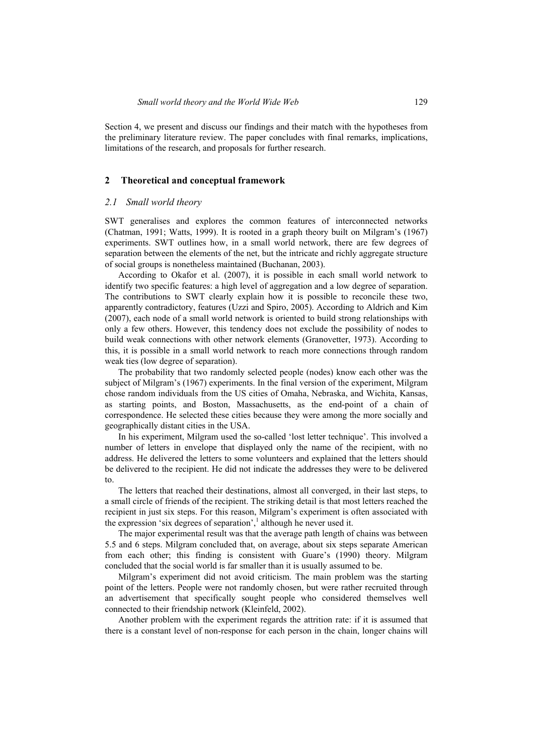Section 4, we present and discuss our findings and their match with the hypotheses from the preliminary literature review. The paper concludes with final remarks, implications, limitations of the research, and proposals for further research.

## 2 Theoretical and conceptual framework

### *2.1 Small world theory*

SWT generalises and explores the common features of interconnected networks (Chatman, 1991; Watts, 1999). It is rooted in a graph theory built on Milgram's (1967) experiments. SWT outlines how, in a small world network, there are few degrees of separation between the elements of the net, but the intricate and richly aggregate structure of social groups is nonetheless maintained (Buchanan, 2003).

According to Okafor et al. (2007), it is possible in each small world network to identify two specific features: a high level of aggregation and a low degree of separation. The contributions to SWT clearly explain how it is possible to reconcile these two, apparently contradictory, features (Uzzi and Spiro, 2005). According to Aldrich and Kim (2007), each node of a small world network is oriented to build strong relationships with only a few others. However, this tendency does not exclude the possibility of nodes to build weak connections with other network elements (Granovetter, 1973). According to this, it is possible in a small world network to reach more connections through random weak ties (low degree of separation).

The probability that two randomly selected people (nodes) know each other was the subject of Milgram's (1967) experiments. In the final version of the experiment, Milgram chose random individuals from the US cities of Omaha, Nebraska, and Wichita, Kansas, as starting points, and Boston, Massachusetts, as the end-point of a chain of correspondence. He selected these cities because they were among the more socially and geographically distant cities in the USA.

In his experiment, Milgram used the so-called 'lost letter technique'. This involved a number of letters in envelope that displayed only the name of the recipient, with no address. He delivered the letters to some volunteers and explained that the letters should be delivered to the recipient. He did not indicate the addresses they were to be delivered to.

The letters that reached their destinations, almost all converged, in their last steps, to a small circle of friends of the recipient. The striking detail is that most letters reached the recipient in just six steps. For this reason, Milgram's experiment is often associated with the expression 'six degrees of separation',[1] although he never used it.

The major experimental result was that the average path length of chains was between 5.5 and 6 steps. Milgram concluded that, on average, about six steps separate American from each other; this finding is consistent with Guare's (1990) theory. Milgram concluded that the social world is far smaller than it is usually assumed to be.

Milgram's experiment did not avoid criticism. The main problem was the starting point of the letters. People were not randomly chosen, but were rather recruited through an advertisement that specifically sought people who considered themselves well connected to their friendship network (Kleinfeld, 2002).

Another problem with the experiment regards the attrition rate: if it is assumed that there is a constant level of non-response for each person in the chain, longer chains will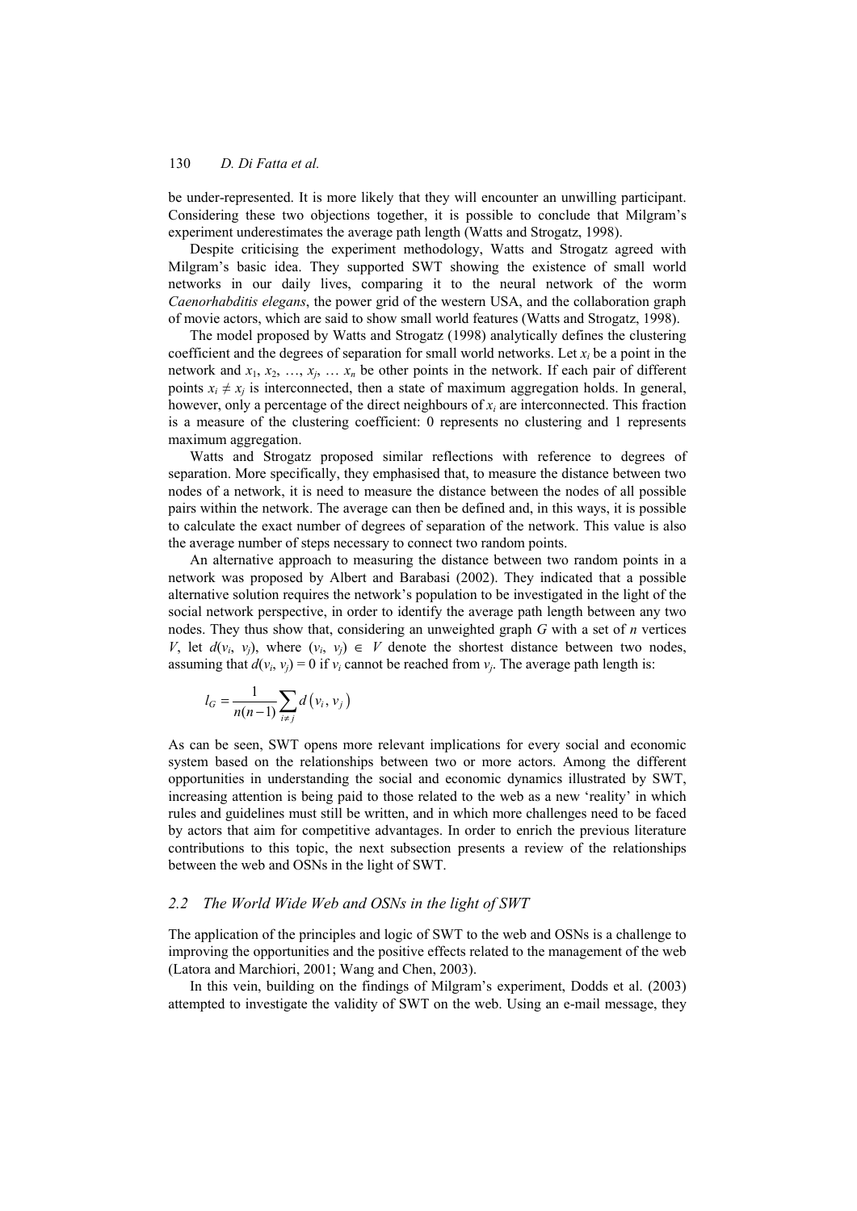be under-represented. It is more likely that they will encounter an unwilling participant. Considering these two objections together, it is possible to conclude that Milgram's experiment underestimates the average path length (Watts and Strogatz, 1998).

Despite criticising the experiment methodology, Watts and Strogatz agreed with Milgram's basic idea. They supported SWT showing the existence of small world networks in our daily lives, comparing it to the neural network of the worm *Caenorhabditis elegans*, the power grid of the western USA, and the collaboration graph of movie actors, which are said to show small world features (Watts and Strogatz, 1998).

The model proposed by Watts and Strogatz (1998) analytically defines the clustering coefficient and the degrees of separation for small world networks. Let $x_i$ be a point in the network and $x_1, x_2, \ldots, x_j, \ldots x_n$ be other points in the network. If each pair of different points $x_i \neq x_j$ is interconnected, then a state of maximum aggregation holds. In general, however, only a percentage of the direct neighbours of $x_i$ are interconnected. This fraction is a measure of the clustering coefficient: 0 represents no clustering and 1 represents maximum aggregation.

Watts and Strogatz proposed similar reflections with reference to degrees of separation. More specifically, they emphasised that, to measure the distance between two nodes of a network, it is need to measure the distance between the nodes of all possible pairs within the network. The average can then be defined and, in this ways, it is possible to calculate the exact number of degrees of separation of the network. This value is also the average number of steps necessary to connect two random points.

An alternative approach to measuring the distance between two random points in a network was proposed by Albert and Barabasi (2002). They indicated that a possible alternative solution requires the network's population to be investigated in the light of the social network perspective, in order to identify the average path length between any two nodes. They thus show that, considering an unweighted graph $G$ with a set of $n$ vertices $V$, let $d(v_i, v_j)$, where $(v_i, v_j) \in V$ denote the shortest distance between two nodes, assuming that $d(v_i, v_j) = 0$ if $v_i$ cannot be reached from $v_j$. The average path length is:

$$l_G = \frac{1}{n(n-1)} \sum_{i \neq j} d\left(v_i, v_j\right)$$

As can be seen, SWT opens more relevant implications for every social and economic system based on the relationships between two or more actors. Among the different opportunities in understanding the social and economic dynamics illustrated by SWT, increasing attention is being paid to those related to the web as a new 'reality' in which rules and guidelines must still be written, and in which more challenges need to be faced by actors that aim for competitive advantages. In order to enrich the previous literature contributions to this topic, the next subsection presents a review of the relationships between the web and OSNs in the light of SWT.

### *2.2 The World Wide Web and OSNs in the light of SWT*

The application of the principles and logic of SWT to the web and OSNs is a challenge to improving the opportunities and the positive effects related to the management of the web (Latora and Marchiori, 2001; Wang and Chen, 2003).

In this vein, building on the findings of Milgram's experiment, Dodds et al. (2003) attempted to investigate the validity of SWT on the web. Using an e-mail message, they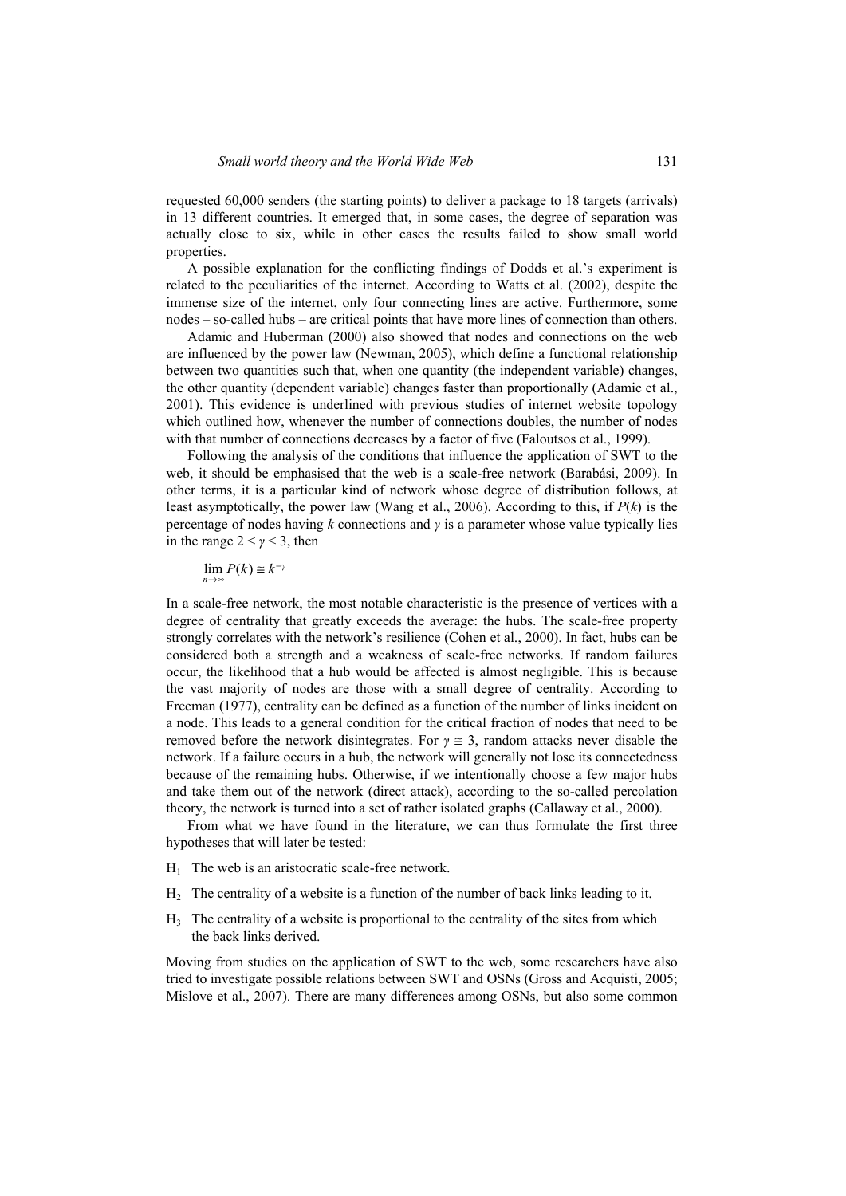requested 60,000 senders (the starting points) to deliver a package to 18 targets (arrivals) in 13 different countries. It emerged that, in some cases, the degree of separation was actually close to six, while in other cases the results failed to show small world properties.

A possible explanation for the conflicting findings of Dodds et al.'s experiment is related to the peculiarities of the internet. According to Watts et al. (2002), despite the immense size of the internet, only four connecting lines are active. Furthermore, some nodes – so-called hubs – are critical points that have more lines of connection than others.

Adamic and Huberman (2000) also showed that nodes and connections on the web are influenced by the power law (Newman, 2005), which define a functional relationship between two quantities such that, when one quantity (the independent variable) changes, the other quantity (dependent variable) changes faster than proportionally (Adamic et al., 2001). This evidence is underlined with previous studies of internet website topology which outlined how, whenever the number of connections doubles, the number of nodes with that number of connections decreases by a factor of five (Faloutsos et al., 1999).

Following the analysis of the conditions that influence the application of SWT to the web, it should be emphasised that the web is a scale-free network (Barabási, 2009). In other terms, it is a particular kind of network whose degree of distribution follows, at least asymptotically, the power law (Wang et al., 2006). According to this, if $P(k)$ is the percentage of nodes having $k$ connections and $\gamma$ is a parameter whose value typically lies in the range $2 < \gamma < 3$, then

$$\lim_{n \to \infty} P(k) \cong k^{-\gamma}$$

In a scale-free network, the most notable characteristic is the presence of vertices with a degree of centrality that greatly exceeds the average: the hubs. The scale-free property strongly correlates with the network's resilience (Cohen et al., 2000). In fact, hubs can be considered both a strength and a weakness of scale-free networks. If random failures occur, the likelihood that a hub would be affected is almost negligible. This is because the vast majority of nodes are those with a small degree of centrality. According to Freeman (1977), centrality can be defined as a function of the number of links incident on a node. This leads to a general condition for the critical fraction of nodes that need to be removed before the network disintegrates. For $\gamma \cong 3$, random attacks never disable the network. If a failure occurs in a hub, the network will generally not lose its connectedness because of the remaining hubs. Otherwise, if we intentionally choose a few major hubs and take them out of the network (direct attack), according to the so-called percolation theory, the network is turned into a set of rather isolated graphs (Callaway et al., 2000).

From what we have found in the literature, we can thus formulate the first three hypotheses that will later be tested:

- $H_1$ The web is an aristocratic scale-free network.
- $H_2$ The centrality of a website is a function of the number of back links leading to it.
- $H_3$ The centrality of a website is proportional to the centrality of the sites from which the back links derived.

Moving from studies on the application of SWT to the web, some researchers have also tried to investigate possible relations between SWT and OSNs (Gross and Acquisti, 2005; Mislove et al., 2007). There are many differences among OSNs, but also some common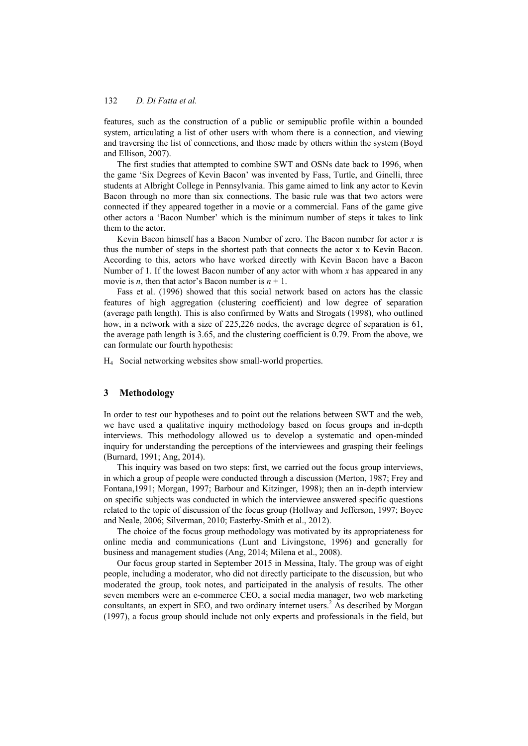features, such as the construction of a public or semipublic profile within a bounded system, articulating a list of other users with whom there is a connection, and viewing and traversing the list of connections, and those made by others within the system (Boyd and Ellison, 2007).

The first studies that attempted to combine SWT and OSNs date back to 1996, when the game 'Six Degrees of Kevin Bacon' was invented by Fass, Turtle, and Ginelli, three students at Albright College in Pennsylvania. This game aimed to link any actor to Kevin Bacon through no more than six connections. The basic rule was that two actors were connected if they appeared together in a movie or a commercial. Fans of the game give other actors a 'Bacon Number' which is the minimum number of steps it takes to link them to the actor.

Kevin Bacon himself has a Bacon Number of zero. The Bacon number for actor $x$ is thus the number of steps in the shortest path that connects the actor x to Kevin Bacon. According to this, actors who have worked directly with Kevin Bacon have a Bacon Number of 1. If the lowest Bacon number of any actor with whom $x$ has appeared in any movie is $n$, then that actor's Bacon number is $n + 1$.

Fass et al. (1996) showed that this social network based on actors has the classic features of high aggregation (clustering coefficient) and low degree of separation (average path length). This is also confirmed by Watts and Strogats (1998), who outlined how, in a network with a size of 225,226 nodes, the average degree of separation is 61, the average path length is 3.65, and the clustering coefficient is 0.79. From the above, we can formulate our fourth hypothesis:

$H_4$ Social networking websites show small-world properties.

## 3 Methodology

In order to test our hypotheses and to point out the relations between SWT and the web, we have used a qualitative inquiry methodology based on focus groups and in-depth interviews. This methodology allowed us to develop a systematic and open-minded inquiry for understanding the perceptions of the interviewees and grasping their feelings (Burnard, 1991; Ang, 2014).

This inquiry was based on two steps: first, we carried out the focus group interviews, in which a group of people were conducted through a discussion (Merton, 1987; Frey and Fontana,1991; Morgan, 1997; Barbour and Kitzinger, 1998); then an in-depth interview on specific subjects was conducted in which the interviewee answered specific questions related to the topic of discussion of the focus group (Hollway and Jefferson, 1997; Boyce and Neale, 2006; Silverman, 2010; Easterby-Smith et al., 2012).

The choice of the focus group methodology was motivated by its appropriateness for online media and communications (Lunt and Livingstone, 1996) and generally for business and management studies (Ang, 2014; Milena et al., 2008).

Our focus group started in September 2015 in Messina, Italy. The group was of eight people, including a moderator, who did not directly participate to the discussion, but who moderated the group, took notes, and participated in the analysis of results. The other seven members were an e-commerce CEO, a social media manager, two web marketing consultants, an expert in SEO, and two ordinary internet users.[2] As described by Morgan (1997), a focus group should include not only experts and professionals in the field, but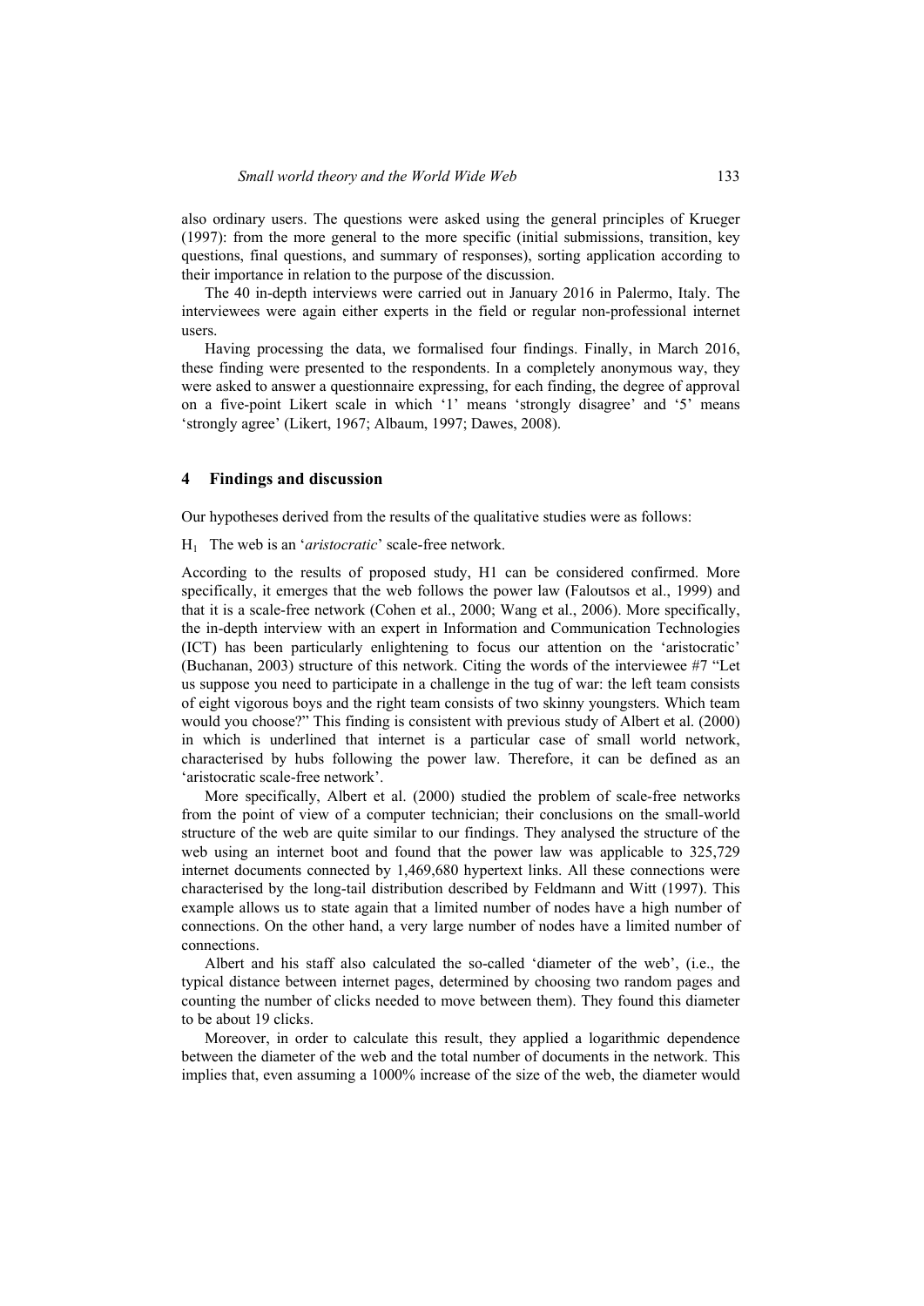also ordinary users. The questions were asked using the general principles of Krueger (1997): from the more general to the more specific (initial submissions, transition, key questions, final questions, and summary of responses), sorting application according to their importance in relation to the purpose of the discussion.

The 40 in-depth interviews were carried out in January 2016 in Palermo, Italy. The interviewees were again either experts in the field or regular non-professional internet users.

Having processing the data, we formalised four findings. Finally, in March 2016, these finding were presented to the respondents. In a completely anonymous way, they were asked to answer a questionnaire expressing, for each finding, the degree of approval on a five-point Likert scale in which '1' means 'strongly disagree' and '5' means 'strongly agree' (Likert, 1967; Albaum, 1997; Dawes, 2008).

## 4 Findings and discussion

Our hypotheses derived from the results of the qualitative studies were as follows:

$H_1$ The web is an '*aristocratic*' scale-free network.

According to the results of proposed study, H1 can be considered confirmed. More specifically, it emerges that the web follows the power law (Faloutsos et al., 1999) and that it is a scale-free network (Cohen et al., 2000; Wang et al., 2006). More specifically, the in-depth interview with an expert in Information and Communication Technologies (ICT) has been particularly enlightening to focus our attention on the 'aristocratic' (Buchanan, 2003) structure of this network. Citing the words of the interviewee #7 "Let us suppose you need to participate in a challenge in the tug of war: the left team consists of eight vigorous boys and the right team consists of two skinny youngsters. Which team would you choose?" This finding is consistent with previous study of Albert et al. (2000) in which is underlined that internet is a particular case of small world network, characterised by hubs following the power law. Therefore, it can be defined as an 'aristocratic scale-free network'.

More specifically, Albert et al. (2000) studied the problem of scale-free networks from the point of view of a computer technician; their conclusions on the small-world structure of the web are quite similar to our findings. They analysed the structure of the web using an internet boot and found that the power law was applicable to 325,729 internet documents connected by 1,469,680 hypertext links. All these connections were characterised by the long-tail distribution described by Feldmann and Witt (1997). This example allows us to state again that a limited number of nodes have a high number of connections. On the other hand, a very large number of nodes have a limited number of connections.

Albert and his staff also calculated the so-called 'diameter of the web', (i.e., the typical distance between internet pages, determined by choosing two random pages and counting the number of clicks needed to move between them). They found this diameter to be about 19 clicks.

Moreover, in order to calculate this result, they applied a logarithmic dependence between the diameter of the web and the total number of documents in the network. This implies that, even assuming a 1000% increase of the size of the web, the diameter would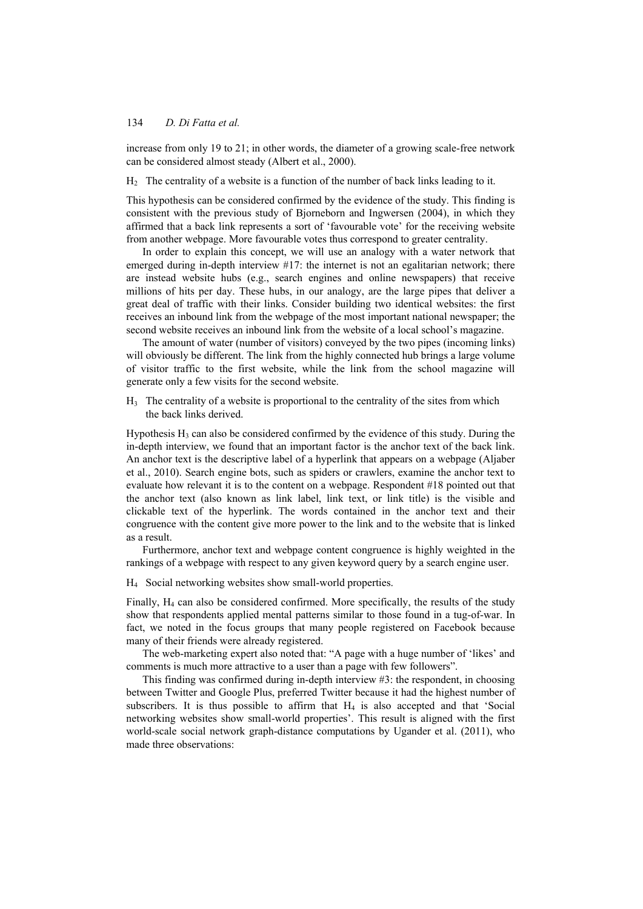increase from only 19 to 21; in other words, the diameter of a growing scale-free network can be considered almost steady (Albert et al., 2000).

$H_2$ The centrality of a website is a function of the number of back links leading to it.

This hypothesis can be considered confirmed by the evidence of the study. This finding is consistent with the previous study of Bjorneborn and Ingwersen (2004), in which they affirmed that a back link represents a sort of 'favourable vote' for the receiving website from another webpage. More favourable votes thus correspond to greater centrality.

In order to explain this concept, we will use an analogy with a water network that emerged during in-depth interview #17: the internet is not an egalitarian network; there are instead website hubs (e.g., search engines and online newspapers) that receive millions of hits per day. These hubs, in our analogy, are the large pipes that deliver a great deal of traffic with their links. Consider building two identical websites: the first receives an inbound link from the webpage of the most important national newspaper; the second website receives an inbound link from the website of a local school's magazine.

The amount of water (number of visitors) conveyed by the two pipes (incoming links) will obviously be different. The link from the highly connected hub brings a large volume of visitor traffic to the first website, while the link from the school magazine will generate only a few visits for the second website.

$H_3$ The centrality of a website is proportional to the centrality of the sites from which the back links derived.

Hypothesis $H_3$ can also be considered confirmed by the evidence of this study. During the in-depth interview, we found that an important factor is the anchor text of the back link. An anchor text is the descriptive label of a hyperlink that appears on a webpage (Aljaber et al., 2010). Search engine bots, such as spiders or crawlers, examine the anchor text to evaluate how relevant it is to the content on a webpage. Respondent #18 pointed out that the anchor text (also known as link label, link text, or link title) is the visible and clickable text of the hyperlink. The words contained in the anchor text and their congruence with the content give more power to the link and to the website that is linked as a result.

Furthermore, anchor text and webpage content congruence is highly weighted in the rankings of a webpage with respect to any given keyword query by a search engine user.

$H_4$ Social networking websites show small-world properties.

Finally, $H_4$ can also be considered confirmed. More specifically, the results of the study show that respondents applied mental patterns similar to those found in a tug-of-war. In fact, we noted in the focus groups that many people registered on Facebook because many of their friends were already registered.

The web-marketing expert also noted that: "A page with a huge number of 'likes' and comments is much more attractive to a user than a page with few followers".

This finding was confirmed during in-depth interview #3: the respondent, in choosing between Twitter and Google Plus, preferred Twitter because it had the highest number of subscribers. It is thus possible to affirm that $H_4$ is also accepted and that 'Social networking websites show small-world properties'. This result is aligned with the first world-scale social network graph-distance computations by Ugander et al. (2011), who made three observations: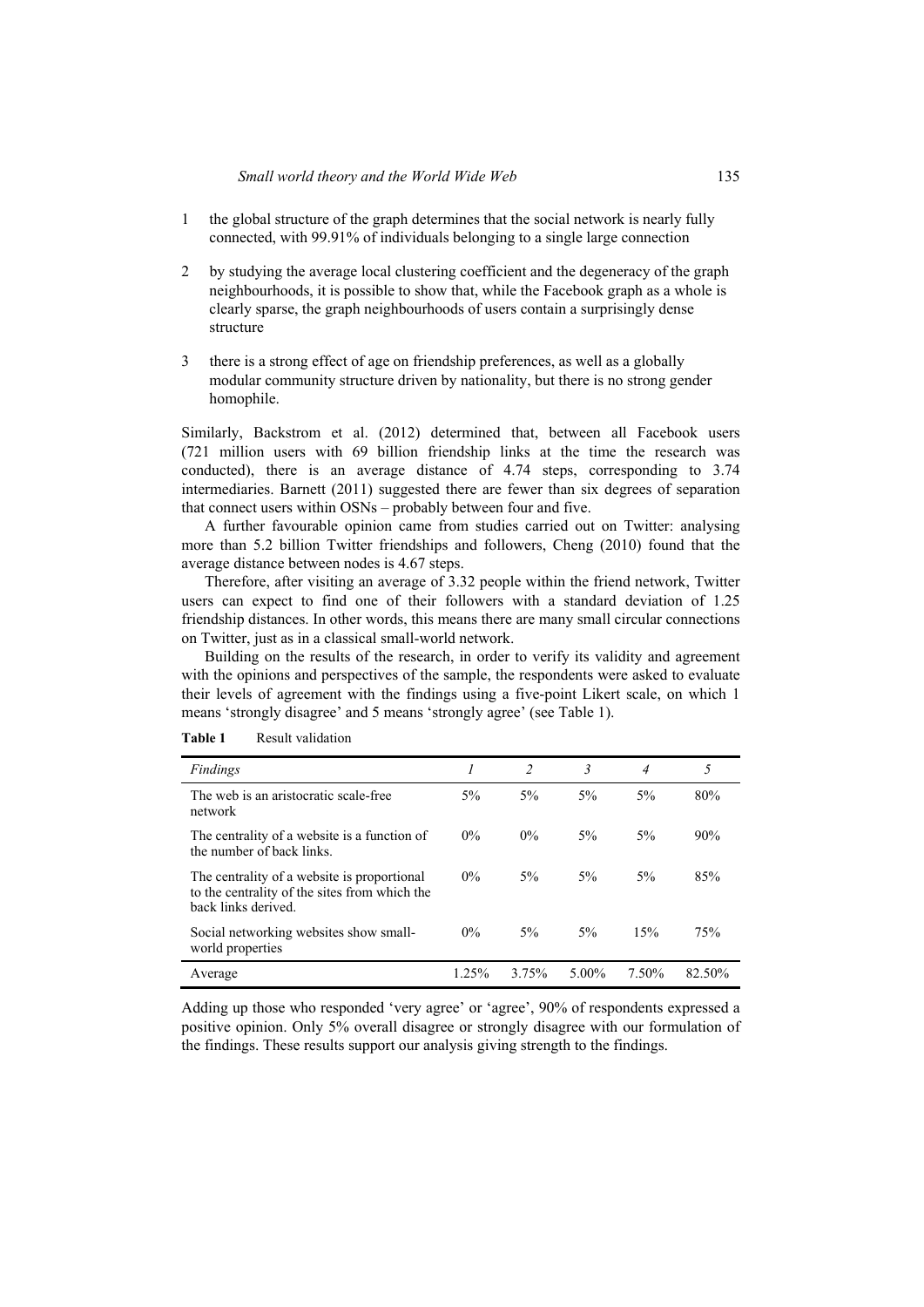1 the global structure of the graph determines that the social network is nearly fully connected, with 99.91% of individuals belonging to a single large connection

2 by studying the average local clustering coefficient and the degeneracy of the graph neighbourhoods, it is possible to show that, while the Facebook graph as a whole is clearly sparse, the graph neighbourhoods of users contain a surprisingly dense structure

3 there is a strong effect of age on friendship preferences, as well as a globally modular community structure driven by nationality, but there is no strong gender homophile.

Similarly, Backstrom et al. (2012) determined that, between all Facebook users (721 million users with 69 billion friendship links at the time the research was conducted), there is an average distance of 4.74 steps, corresponding to 3.74 intermediaries. Barnett (2011) suggested there are fewer than six degrees of separation that connect users within OSNs – probably between four and five.

A further favourable opinion came from studies carried out on Twitter: analysing more than 5.2 billion Twitter friendships and followers, Cheng (2010) found that the average distance between nodes is 4.67 steps.

Therefore, after visiting an average of 3.32 people within the friend network, Twitter users can expect to find one of their followers with a standard deviation of 1.25 friendship distances. In other words, this means there are many small circular connections on Twitter, just as in a classical small-world network.

Building on the results of the research, in order to verify its validity and agreement with the opinions and perspectives of the sample, the respondents were asked to evaluate their levels of agreement with the findings using a five-point Likert scale, on which 1 means 'strongly disagree' and 5 means 'strongly agree' (see Table 1).

**Table 1** Result validation

| *Findings* | *1* | *2* | *3* | *4* | *5* |
|---|---|---|---|---|---|
| The web is an aristocratic scale-free network | 5% | 5% | 5% | 5% | 80% |
| The centrality of a website is a function of the number of back links. | 0% | 0% | 5% | 5% | 90% |
| The centrality of a website is proportional to the centrality of the sites from which the back links derived. | 0% | 5% | 5% | 5% | 85% |
| Social networking websites show small-world properties | 0% | 5% | 5% | 15% | 75% |
| Average | 1.25% | 3.75% | 5.00% | 7.50% | 82.50% |

Adding up those who responded 'very agree' or 'agree', 90% of respondents expressed a positive opinion. Only 5% overall disagree or strongly disagree with our formulation of the findings. These results support our analysis giving strength to the findings.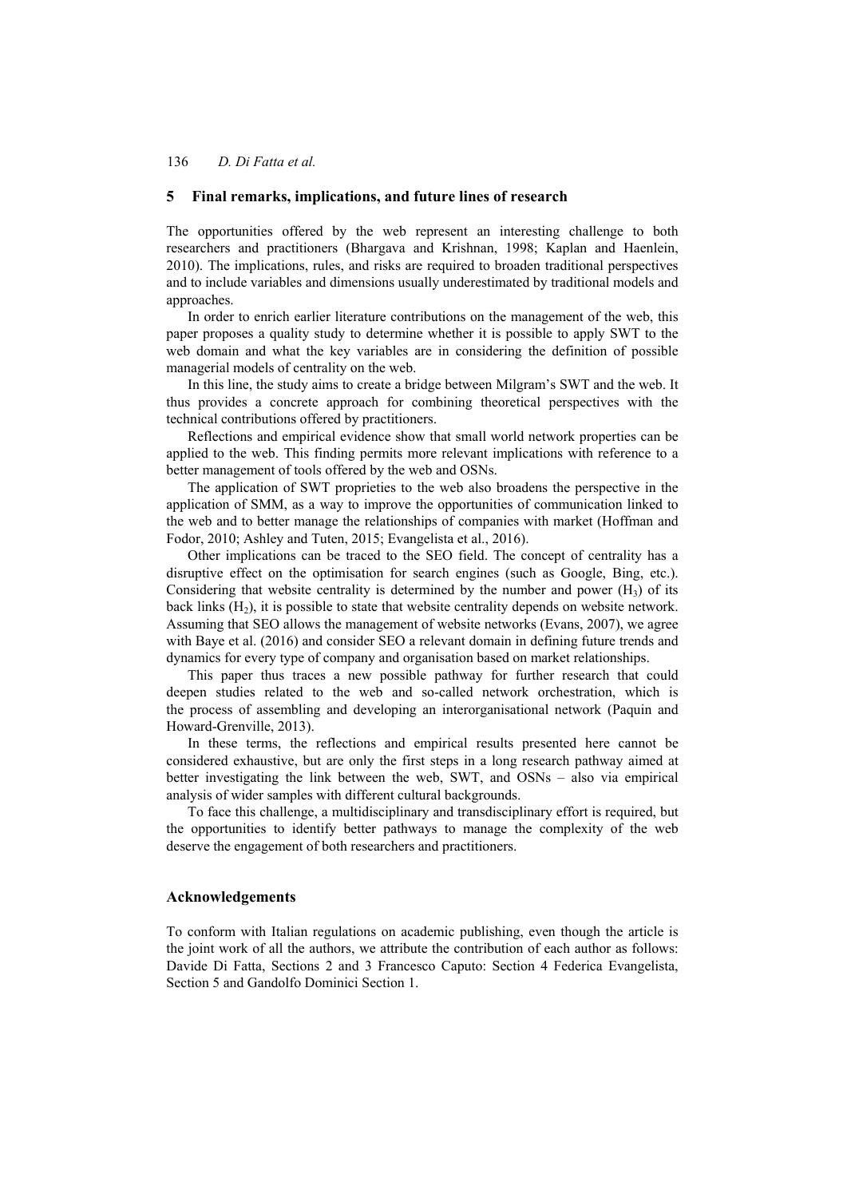## 5 Final remarks, implications, and future lines of research

The opportunities offered by the web represent an interesting challenge to both researchers and practitioners (Bhargava and Krishnan, 1998; Kaplan and Haenlein, 2010). The implications, rules, and risks are required to broaden traditional perspectives and to include variables and dimensions usually underestimated by traditional models and approaches.

In order to enrich earlier literature contributions on the management of the web, this paper proposes a quality study to determine whether it is possible to apply SWT to the web domain and what the key variables are in considering the definition of possible managerial models of centrality on the web.

In this line, the study aims to create a bridge between Milgram's SWT and the web. It thus provides a concrete approach for combining theoretical perspectives with the technical contributions offered by practitioners.

Reflections and empirical evidence show that small world network properties can be applied to the web. This finding permits more relevant implications with reference to a better management of tools offered by the web and OSNs.

The application of SWT proprieties to the web also broadens the perspective in the application of SMM, as a way to improve the opportunities of communication linked to the web and to better manage the relationships of companies with market (Hoffman and Fodor, 2010; Ashley and Tuten, 2015; Evangelista et al., 2016).

Other implications can be traced to the SEO field. The concept of centrality has a disruptive effect on the optimisation for search engines (such as Google, Bing, etc.). Considering that website centrality is determined by the number and power ($H_3$) of its back links ($H_2$), it is possible to state that website centrality depends on website network. Assuming that SEO allows the management of website networks (Evans, 2007), we agree with Baye et al. (2016) and consider SEO a relevant domain in defining future trends and dynamics for every type of company and organisation based on market relationships.

This paper thus traces a new possible pathway for further research that could deepen studies related to the web and so-called network orchestration, which is the process of assembling and developing an interorganisational network (Paquin and Howard-Grenville, 2013).

In these terms, the reflections and empirical results presented here cannot be considered exhaustive, but are only the first steps in a long research pathway aimed at better investigating the link between the web, SWT, and OSNs – also via empirical analysis of wider samples with different cultural backgrounds.

To face this challenge, a multidisciplinary and transdisciplinary effort is required, but the opportunities to identify better pathways to manage the complexity of the web deserve the engagement of both researchers and practitioners.

## Acknowledgements

To conform with Italian regulations on academic publishing, even though the article is the joint work of all the authors, we attribute the contribution of each author as follows: Davide Di Fatta, Sections 2 and 3 Francesco Caputo: Section 4 Federica Evangelista, Section 5 and Gandolfo Dominici Section 1.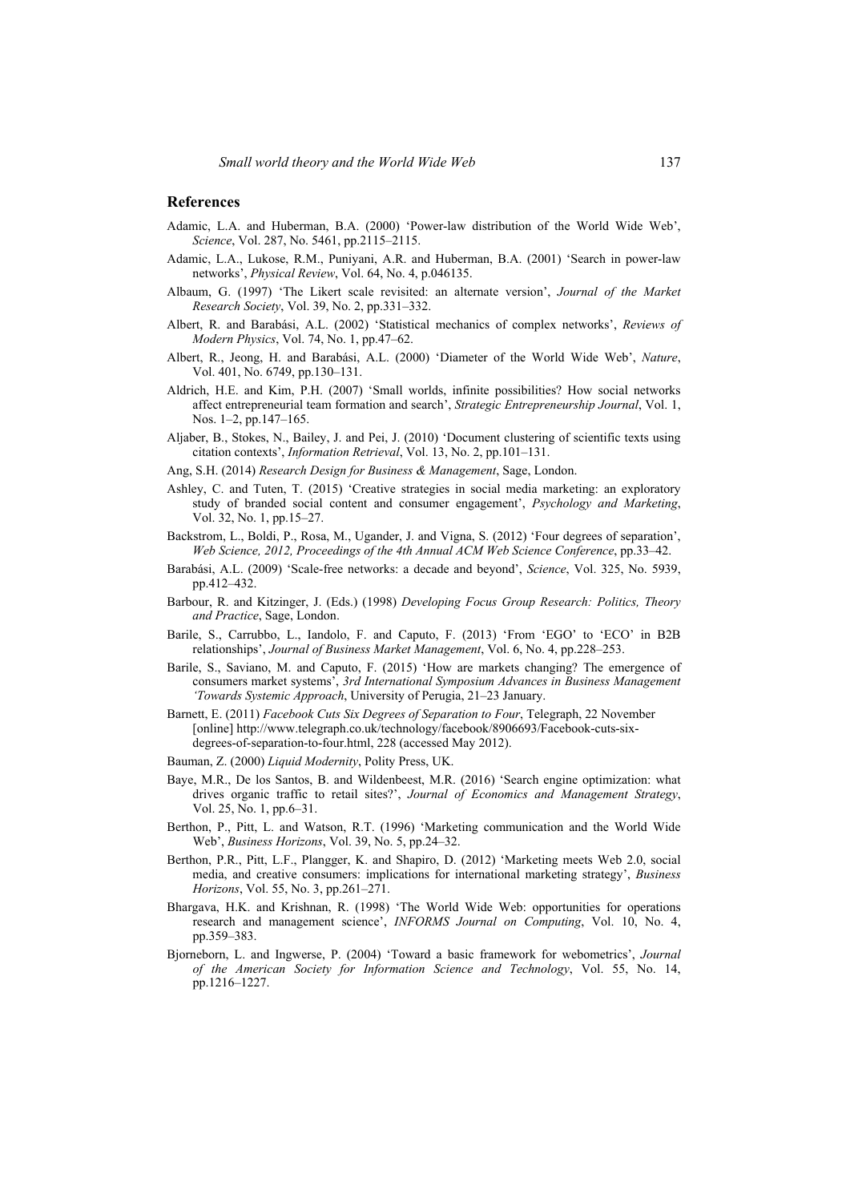## References

Adamic, L.A. and Huberman, B.A. (2000) 'Power-law distribution of the World Wide Web', *Science*, Vol. 287, No. 5461, pp.2115–2115.

Adamic, L.A., Lukose, R.M., Puniyani, A.R. and Huberman, B.A. (2001) 'Search in power-law networks', *Physical Review*, Vol. 64, No. 4, p.046135.

Albaum, G. (1997) 'The Likert scale revisited: an alternate version', *Journal of the Market Research Society*, Vol. 39, No. 2, pp.331–332.

Albert, R. and Barabási, A.L. (2002) 'Statistical mechanics of complex networks', *Reviews of Modern Physics*, Vol. 74, No. 1, pp.47–62.

Albert, R., Jeong, H. and Barabási, A.L. (2000) 'Diameter of the World Wide Web', *Nature*, Vol. 401, No. 6749, pp.130–131.

Aldrich, H.E. and Kim, P.H. (2007) 'Small worlds, infinite possibilities? How social networks affect entrepreneurial team formation and search', *Strategic Entrepreneurship Journal*, Vol. 1, Nos. 1–2, pp.147–165.

Aljaber, B., Stokes, N., Bailey, J. and Pei, J. (2010) 'Document clustering of scientific texts using citation contexts', *Information Retrieval*, Vol. 13, No. 2, pp.101–131.

Ang, S.H. (2014) *Research Design for Business & Management*, Sage, London.

Ashley, C. and Tuten, T. (2015) 'Creative strategies in social media marketing: an exploratory study of branded social content and consumer engagement', *Psychology and Marketing*, Vol. 32, No. 1, pp.15–27.

Backstrom, L., Boldi, P., Rosa, M., Ugander, J. and Vigna, S. (2012) 'Four degrees of separation', *Web Science, 2012, Proceedings of the 4th Annual ACM Web Science Conference*, pp.33–42.

Barabási, A.L. (2009) 'Scale-free networks: a decade and beyond', *Science*, Vol. 325, No. 5939, pp.412–432.

Barbour, R. and Kitzinger, J. (Eds.) (1998) *Developing Focus Group Research: Politics, Theory and Practice*, Sage, London.

Barile, S., Carrubbo, L., Iandolo, F. and Caputo, F. (2013) 'From 'EGO' to 'ECO' in B2B relationships', *Journal of Business Market Management*, Vol. 6, No. 4, pp.228–253.

Barile, S., Saviano, M. and Caputo, F. (2015) 'How are markets changing? The emergence of consumers market systems', *3rd International Symposium Advances in Business Management 'Towards Systemic Approach*, University of Perugia, 21–23 January.

Barnett, E. (2011) *Facebook Cuts Six Degrees of Separation to Four*, Telegraph, 22 November [online] http://www.telegraph.co.uk/technology/facebook/8906693/Facebook-cuts-six-degrees-of-separation-to-four.html, 228 (accessed May 2012).

Bauman, Z. (2000) *Liquid Modernity*, Polity Press, UK.

Baye, M.R., De los Santos, B. and Wildenbeest, M.R. (2016) 'Search engine optimization: what drives organic traffic to retail sites?', *Journal of Economics and Management Strategy*, Vol. 25, No. 1, pp.6–31.

Berthon, P., Pitt, L. and Watson, R.T. (1996) 'Marketing communication and the World Wide Web', *Business Horizons*, Vol. 39, No. 5, pp.24–32.

Berthon, P.R., Pitt, L.F., Plangger, K. and Shapiro, D. (2012) 'Marketing meets Web 2.0, social media, and creative consumers: implications for international marketing strategy', *Business Horizons*, Vol. 55, No. 3, pp.261–271.

Bhargava, H.K. and Krishnan, R. (1998) 'The World Wide Web: opportunities for operations research and management science', *INFORMS Journal on Computing*, Vol. 10, No. 4, pp.359–383.

Bjorneborn, L. and Ingwerse, P. (2004) 'Toward a basic framework for webometrics', *Journal of the American Society for Information Science and Technology*, Vol. 55, No. 14, pp.1216–1227.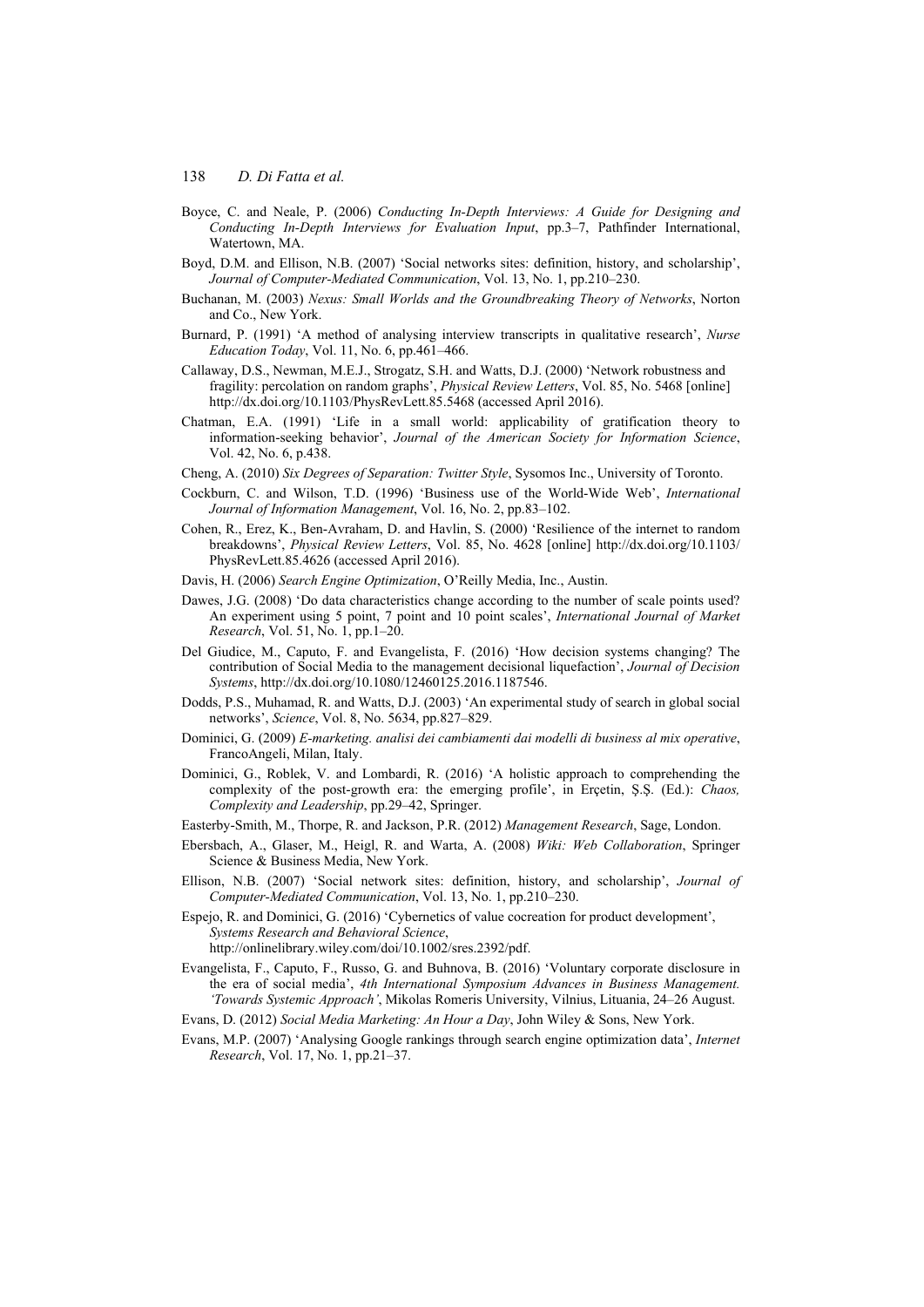Boyce, C. and Neale, P. (2006) *Conducting In-Depth Interviews: A Guide for Designing and Conducting In-Depth Interviews for Evaluation Input*, pp.3–7, Pathfinder International, Watertown, MA.

Boyd, D.M. and Ellison, N.B. (2007) 'Social networks sites: definition, history, and scholarship', *Journal of Computer-Mediated Communication*, Vol. 13, No. 1, pp.210–230.

Buchanan, M. (2003) *Nexus: Small Worlds and the Groundbreaking Theory of Networks*, Norton and Co., New York.

Burnard, P. (1991) 'A method of analysing interview transcripts in qualitative research', *Nurse Education Today*, Vol. 11, No. 6, pp.461–466.

Callaway, D.S., Newman, M.E.J., Strogatz, S.H. and Watts, D.J. (2000) 'Network robustness and fragility: percolation on random graphs', *Physical Review Letters*, Vol. 85, No. 5468 [online] http://dx.doi.org/10.1103/PhysRevLett.85.5468 (accessed April 2016).

Chatman, E.A. (1991) 'Life in a small world: applicability of gratification theory to information-seeking behavior', *Journal of the American Society for Information Science*, Vol. 42, No. 6, p.438.

Cheng, A. (2010) *Six Degrees of Separation: Twitter Style*, Sysomos Inc., University of Toronto.

Cockburn, C. and Wilson, T.D. (1996) 'Business use of the World-Wide Web', *International Journal of Information Management*, Vol. 16, No. 2, pp.83–102.

Cohen, R., Erez, K., Ben-Avraham, D. and Havlin, S. (2000) 'Resilience of the internet to random breakdowns', *Physical Review Letters*, Vol. 85, No. 4628 [online] http://dx.doi.org/10.1103/PhysRevLett.85.4626 (accessed April 2016).

Davis, H. (2006) *Search Engine Optimization*, O'Reilly Media, Inc., Austin.

Dawes, J.G. (2008) 'Do data characteristics change according to the number of scale points used? An experiment using 5 point, 7 point and 10 point scales', *International Journal of Market Research*, Vol. 51, No. 1, pp.1–20.

Del Giudice, M., Caputo, F. and Evangelista, F. (2016) 'How decision systems changing? The contribution of Social Media to the management decisional liquefaction', *Journal of Decision Systems*, http://dx.doi.org/10.1080/12460125.2016.1187546.

Dodds, P.S., Muhamad, R. and Watts, D.J. (2003) 'An experimental study of search in global social networks', *Science*, Vol. 8, No. 5634, pp.827–829.

Dominici, G. (2009) *E-marketing. analisi dei cambiamenti dai modelli di business al mix operative*, FrancoAngeli, Milan, Italy.

Dominici, G., Roblek, V. and Lombardi, R. (2016) 'A holistic approach to comprehending the complexity of the post-growth era: the emerging profile', in Erçetin, Ş.Ş. (Ed.): *Chaos, Complexity and Leadership*, pp.29–42, Springer.

Easterby-Smith, M., Thorpe, R. and Jackson, P.R. (2012) *Management Research*, Sage, London.

Ebersbach, A., Glaser, M., Heigl, R. and Warta, A. (2008) *Wiki: Web Collaboration*, Springer Science & Business Media, New York.

Ellison, N.B. (2007) 'Social network sites: definition, history, and scholarship', *Journal of Computer-Mediated Communication*, Vol. 13, No. 1, pp.210–230.

Espejo, R. and Dominici, G. (2016) 'Cybernetics of value cocreation for product development', *Systems Research and Behavioral Science*, http://onlinelibrary.wiley.com/doi/10.1002/sres.2392/pdf.

Evangelista, F., Caputo, F., Russo, G. and Buhnova, B. (2016) 'Voluntary corporate disclosure in the era of social media', *4th International Symposium Advances in Business Management. 'Towards Systemic Approach'*, Mikolas Romeris University, Vilnius, Lituania, 24–26 August.

Evans, D. (2012) *Social Media Marketing: An Hour a Day*, John Wiley & Sons, New York.

Evans, M.P. (2007) 'Analysing Google rankings through search engine optimization data', *Internet Research*, Vol. 17, No. 1, pp.21–37.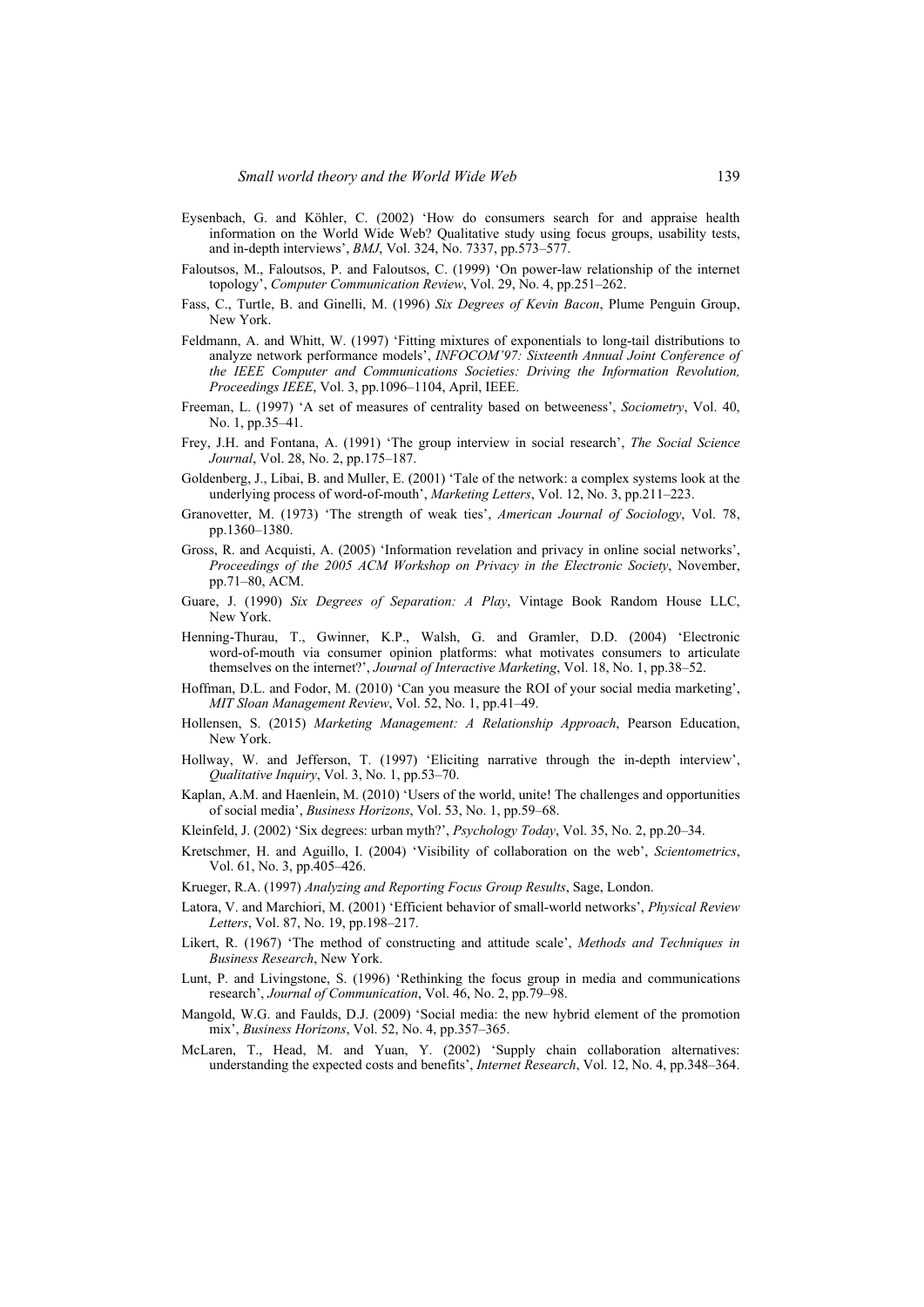Eysenbach, G. and Köhler, C. (2002) 'How do consumers search for and appraise health information on the World Wide Web? Qualitative study using focus groups, usability tests, and in-depth interviews', *BMJ*, Vol. 324, No. 7337, pp.573–577.

Faloutsos, M., Faloutsos, P. and Faloutsos, C. (1999) 'On power-law relationship of the internet topology', *Computer Communication Review*, Vol. 29, No. 4, pp.251–262.

Fass, C., Turtle, B. and Ginelli, M. (1996) *Six Degrees of Kevin Bacon*, Plume Penguin Group, New York.

Feldmann, A. and Whitt, W. (1997) 'Fitting mixtures of exponentials to long-tail distributions to analyze network performance models', *INFOCOM'97: Sixteenth Annual Joint Conference of the IEEE Computer and Communications Societies: Driving the Information Revolution, Proceedings IEEE*, Vol. 3, pp.1096–1104, April, IEEE.

Freeman, L. (1997) 'A set of measures of centrality based on betweeness', *Sociometry*, Vol. 40, No. 1, pp.35–41.

Frey, J.H. and Fontana, A. (1991) 'The group interview in social research', *The Social Science Journal*, Vol. 28, No. 2, pp.175–187.

Goldenberg, J., Libai, B. and Muller, E. (2001) 'Tale of the network: a complex systems look at the underlying process of word-of-mouth', *Marketing Letters*, Vol. 12, No. 3, pp.211–223.

Granovetter, M. (1973) 'The strength of weak ties', *American Journal of Sociology*, Vol. 78, pp.1360–1380.

Gross, R. and Acquisti, A. (2005) 'Information revelation and privacy in online social networks', *Proceedings of the 2005 ACM Workshop on Privacy in the Electronic Society*, November, pp.71–80, ACM.

Guare, J. (1990) *Six Degrees of Separation: A Play*, Vintage Book Random House LLC, New York.

Henning-Thurau, T., Gwinner, K.P., Walsh, G. and Gramler, D.D. (2004) 'Electronic word-of-mouth via consumer opinion platforms: what motivates consumers to articulate themselves on the internet?', *Journal of Interactive Marketing*, Vol. 18, No. 1, pp.38–52.

Hoffman, D.L. and Fodor, M. (2010) 'Can you measure the ROI of your social media marketing', *MIT Sloan Management Review*, Vol. 52, No. 1, pp.41–49.

Hollensen, S. (2015) *Marketing Management: A Relationship Approach*, Pearson Education, New York.

Hollway, W. and Jefferson, T. (1997) 'Eliciting narrative through the in-depth interview', *Qualitative Inquiry*, Vol. 3, No. 1, pp.53–70.

Kaplan, A.M. and Haenlein, M. (2010) 'Users of the world, unite! The challenges and opportunities of social media', *Business Horizons*, Vol. 53, No. 1, pp.59–68.

Kleinfeld, J. (2002) 'Six degrees: urban myth?', *Psychology Today*, Vol. 35, No. 2, pp.20–34.

Kretschmer, H. and Aguillo, I. (2004) 'Visibility of collaboration on the web', *Scientometrics*, Vol. 61, No. 3, pp.405–426.

Krueger, R.A. (1997) *Analyzing and Reporting Focus Group Results*, Sage, London.

Latora, V. and Marchiori, M. (2001) 'Efficient behavior of small-world networks', *Physical Review Letters*, Vol. 87, No. 19, pp.198–217.

Likert, R. (1967) 'The method of constructing and attitude scale', *Methods and Techniques in Business Research*, New York.

Lunt, P. and Livingstone, S. (1996) 'Rethinking the focus group in media and communications research', *Journal of Communication*, Vol. 46, No. 2, pp.79–98.

Mangold, W.G. and Faulds, D.J. (2009) 'Social media: the new hybrid element of the promotion mix', *Business Horizons*, Vol. 52, No. 4, pp.357–365.

McLaren, T., Head, M. and Yuan, Y. (2002) 'Supply chain collaboration alternatives: understanding the expected costs and benefits', *Internet Research*, Vol. 12, No. 4, pp.348–364.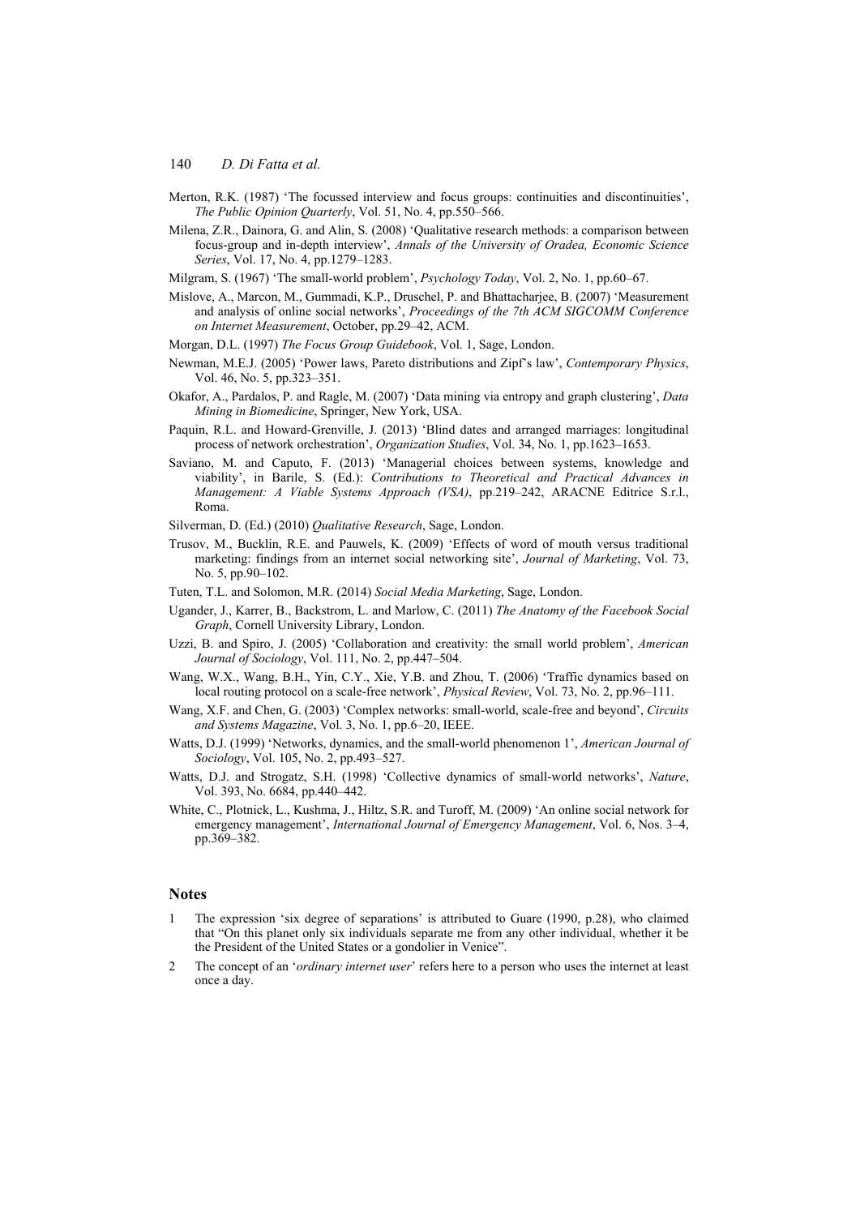Merton, R.K. (1987) 'The focussed interview and focus groups: continuities and discontinuities', *The Public Opinion Quarterly*, Vol. 51, No. 4, pp.550–566.

Milena, Z.R., Dainora, G. and Alin, S. (2008) 'Qualitative research methods: a comparison between focus-group and in-depth interview', *Annals of the University of Oradea, Economic Science Series*, Vol. 17, No. 4, pp.1279–1283.

Milgram, S. (1967) 'The small-world problem', *Psychology Today*, Vol. 2, No. 1, pp.60–67.

Mislove, A., Marcon, M., Gummadi, K.P., Druschel, P. and Bhattacharjee, B. (2007) 'Measurement and analysis of online social networks', *Proceedings of the 7th ACM SIGCOMM Conference on Internet Measurement*, October, pp.29–42, ACM.

Morgan, D.L. (1997) *The Focus Group Guidebook*, Vol. 1, Sage, London.

Newman, M.E.J. (2005) 'Power laws, Pareto distributions and Zipf's law', *Contemporary Physics*, Vol. 46, No. 5, pp.323–351.

Okafor, A., Pardalos, P. and Ragle, M. (2007) 'Data mining via entropy and graph clustering', *Data Mining in Biomedicine*, Springer, New York, USA.

Paquin, R.L. and Howard-Grenville, J. (2013) 'Blind dates and arranged marriages: longitudinal process of network orchestration', *Organization Studies*, Vol. 34, No. 1, pp.1623–1653.

Saviano, M. and Caputo, F. (2013) 'Managerial choices between systems, knowledge and viability', in Barile, S. (Ed.): *Contributions to Theoretical and Practical Advances in Management: A Viable Systems Approach (VSA)*, pp.219–242, ARACNE Editrice S.r.l., Roma.

Silverman, D. (Ed.) (2010) *Qualitative Research*, Sage, London.

Trusov, M., Bucklin, R.E. and Pauwels, K. (2009) 'Effects of word of mouth versus traditional marketing: findings from an internet social networking site', *Journal of Marketing*, Vol. 73, No. 5, pp.90–102.

Tuten, T.L. and Solomon, M.R. (2014) *Social Media Marketing*, Sage, London.

Ugander, J., Karrer, B., Backstrom, L. and Marlow, C. (2011) *The Anatomy of the Facebook Social Graph*, Cornell University Library, London.

Uzzi, B. and Spiro, J. (2005) 'Collaboration and creativity: the small world problem', *American Journal of Sociology*, Vol. 111, No. 2, pp.447–504.

Wang, W.X., Wang, B.H., Yin, C.Y., Xie, Y.B. and Zhou, T. (2006) 'Traffic dynamics based on local routing protocol on a scale-free network', *Physical Review*, Vol. 73, No. 2, pp.96–111.

Wang, X.F. and Chen, G. (2003) 'Complex networks: small-world, scale-free and beyond', *Circuits and Systems Magazine*, Vol. 3, No. 1, pp.6–20, IEEE.

Watts, D.J. (1999) 'Networks, dynamics, and the small-world phenomenon 1', *American Journal of Sociology*, Vol. 105, No. 2, pp.493–527.

Watts, D.J. and Strogatz, S.H. (1998) 'Collective dynamics of small-world networks', *Nature*, Vol. 393, No. 6684, pp.440–442.

White, C., Plotnick, L., Kushma, J., Hiltz, S.R. and Turoff, M. (2009) 'An online social network for emergency management', *International Journal of Emergency Management*, Vol. 6, Nos. 3–4, pp.369–382.

## Notes

1. The expression 'six degree of separations' is attributed to Guare (1990, p.28), who claimed that "On this planet only six individuals separate me from any other individual, whether it be the President of the United States or a gondolier in Venice".
2. The concept of an '*ordinary internet user*' refers here to a person who uses the internet at least once a day.